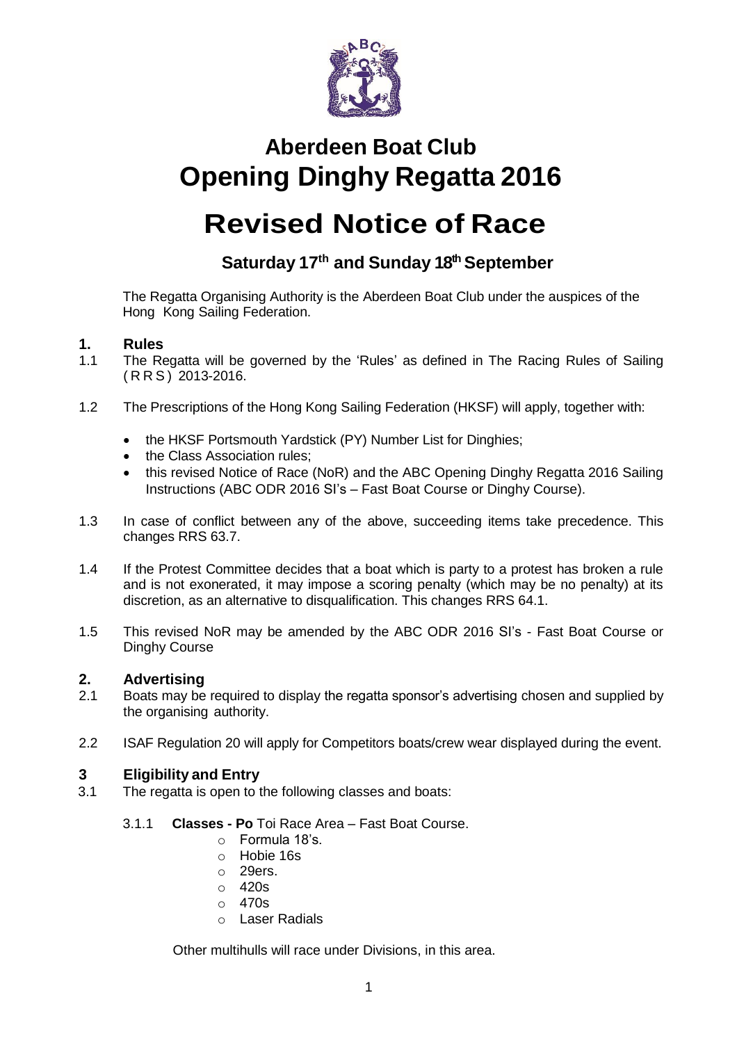# Aberdeen Boat Club
# Opening Dinghy Regatta 2016

# Revised Notice of Race

## Saturday 17th and Sunday 18th September

The Regatta Organising Authority is the Aberdeen Boat Club under the auspices of the Hong Kong Sailing Federation.

### 1. Rules

1.1 The Regatta will be governed by the 'Rules' as defined in The Racing Rules of Sailing (RRS) 2013-2016.

1.2 The Prescriptions of the Hong Kong Sailing Federation (HKSF) will apply, together with:

- the HKSF Portsmouth Yardstick (PY) Number List for Dinghies;
- the Class Association rules;
- this revised Notice of Race (NoR) and the ABC Opening Dinghy Regatta 2016 Sailing Instructions (ABC ODR 2016 SI's – Fast Boat Course or Dinghy Course).

1.3 In case of conflict between any of the above, succeeding items take precedence. This changes RRS 63.7.

1.4 If the Protest Committee decides that a boat which is party to a protest has broken a rule and is not exonerated, it may impose a scoring penalty (which may be no penalty) at its discretion, as an alternative to disqualification. This changes RRS 64.1.

1.5 This revised NoR may be amended by the ABC ODR 2016 SI's - Fast Boat Course or Dinghy Course

### 2. Advertising

2.1 Boats may be required to display the regatta sponsor's advertising chosen and supplied by the organising authority.

2.2 ISAF Regulation 20 will apply for Competitors boats/crew wear displayed during the event.

### 3 Eligibility and Entry

3.1 The regatta is open to the following classes and boats:

3.1.1 **Classes - Po** Toi Race Area – Fast Boat Course.

- Formula 18's.
- Hobie 16s
- 29ers.
- 420s
- 470s
- Laser Radials

Other multihulls will race under Divisions, in this area.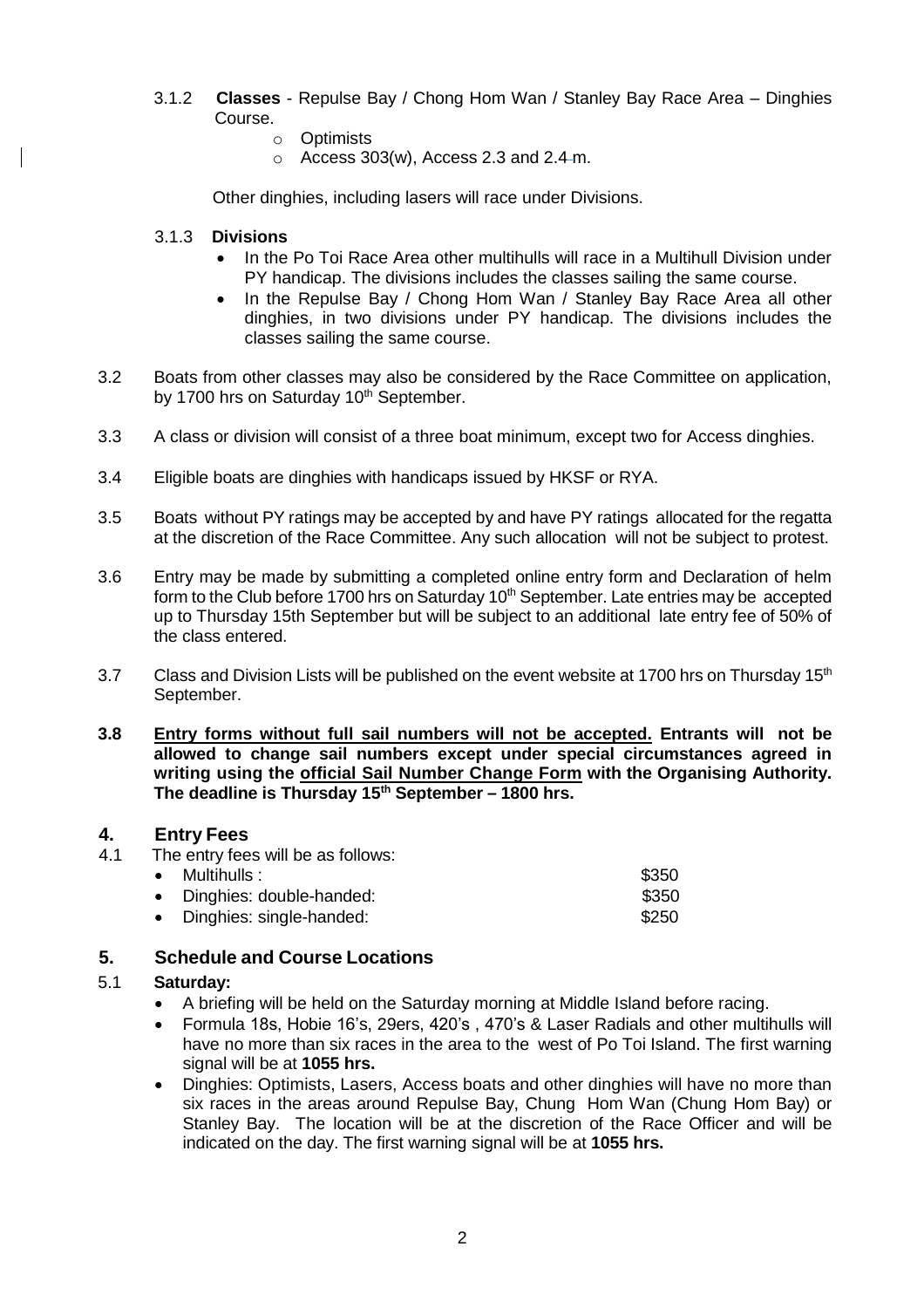3.1.2 **Classes** - Repulse Bay / Chong Hom Wan / Stanley Bay Race Area – Dinghies Course.

- Optimists
- Access 303(w), Access 2.3 and 2.4 m.

Other dinghies, including lasers will race under Divisions.

3.1.3 **Divisions**

- In the Po Toi Race Area other multihulls will race in a Multihull Division under PY handicap. The divisions includes the classes sailing the same course.
- In the Repulse Bay / Chong Hom Wan / Stanley Bay Race Area all other dinghies, in two divisions under PY handicap. The divisions includes the classes sailing the same course.

3.2 Boats from other classes may also be considered by the Race Committee on application, by 1700 hrs on Saturday 10th September.

3.3 A class or division will consist of a three boat minimum, except two for Access dinghies.

3.4 Eligible boats are dinghies with handicaps issued by HKSF or RYA.

3.5 Boats without PY ratings may be accepted by and have PY ratings allocated for the regatta at the discretion of the Race Committee. Any such allocation will not be subject to protest.

3.6 Entry may be made by submitting a completed online entry form and Declaration of helm form to the Club before 1700 hrs on Saturday 10th September. Late entries may be accepted up to Thursday 15th September but will be subject to an additional late entry fee of 50% of the class entered.

3.7 Class and Division Lists will be published on the event website at 1700 hrs on Thursday 15th September.

**3.8 <u>Entry forms without full sail numbers will not be accepted.</u> Entrants will not be allowed to change sail numbers except under special circumstances agreed in writing using the <u>official Sail Number Change Form</u> with the Organising Authority. The deadline is Thursday 15th September – 1800 hrs.**

## 4. Entry Fees

4.1 The entry fees will be as follows:

- Multihulls : $350
- Dinghies: double-handed: $350
- Dinghies: single-handed: $250

## 5. Schedule and Course Locations

5.1 **Saturday:**

- A briefing will be held on the Saturday morning at Middle Island before racing.
- Formula 18s, Hobie 16's, 29ers, 420's , 470's & Laser Radials and other multihulls will have no more than six races in the area to the west of Po Toi Island. The first warning signal will be at **1055 hrs.**
- Dinghies: Optimists, Lasers, Access boats and other dinghies will have no more than six races in the areas around Repulse Bay, Chung Hom Wan (Chung Hom Bay) or Stanley Bay. The location will be at the discretion of the Race Officer and will be indicated on the day. The first warning signal will be at **1055 hrs.**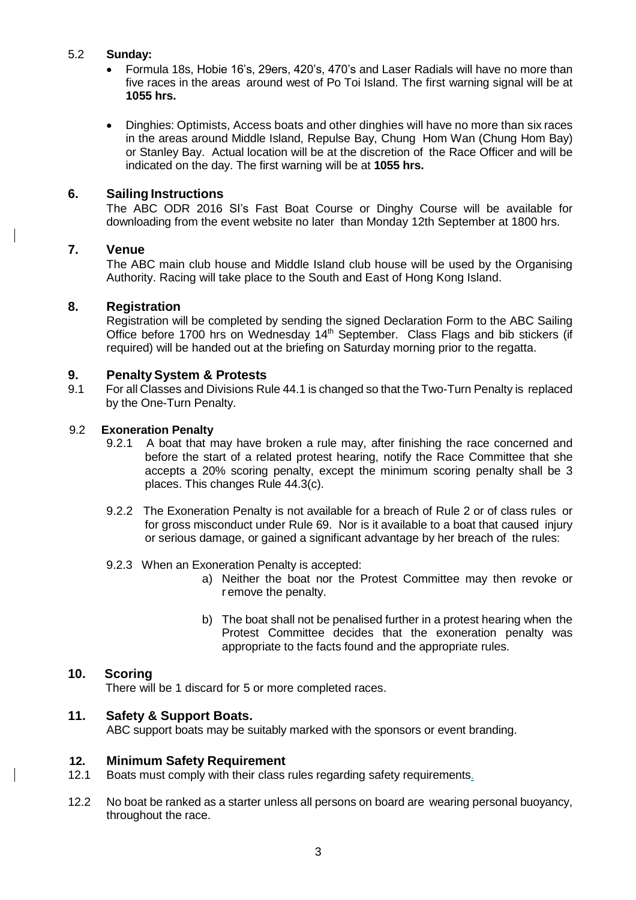5.2 **Sunday:**

- Formula 18s, Hobie 16's, 29ers, 420's, 470's and Laser Radials will have no more than five races in the areas around west of Po Toi Island. The first warning signal will be at **1055 hrs.**

- Dinghies: Optimists, Access boats and other dinghies will have no more than six races in the areas around Middle Island, Repulse Bay, Chung Hom Wan (Chung Hom Bay) or Stanley Bay. Actual location will be at the discretion of the Race Officer and will be indicated on the day. The first warning will be at **1055 hrs.**

## 6. Sailing Instructions

The ABC ODR 2016 SI's Fast Boat Course or Dinghy Course will be available for downloading from the event website no later than Monday 12th September at 1800 hrs.

## 7. Venue

The ABC main club house and Middle Island club house will be used by the Organising Authority. Racing will take place to the South and East of Hong Kong Island.

## 8. Registration

Registration will be completed by sending the signed Declaration Form to the ABC Sailing Office before 1700 hrs on Wednesday 14th September. Class Flags and bib stickers (if required) will be handed out at the briefing on Saturday morning prior to the regatta.

## 9. Penalty System & Protests

9.1 For all Classes and Divisions Rule 44.1 is changed so that the Two-Turn Penalty is replaced by the One-Turn Penalty.

9.2 **Exoneration Penalty**

9.2.1 A boat that may have broken a rule may, after finishing the race concerned and before the start of a related protest hearing, notify the Race Committee that she accepts a 20% scoring penalty, except the minimum scoring penalty shall be 3 places. This changes Rule 44.3(c).

9.2.2 The Exoneration Penalty is not available for a breach of Rule 2 or of class rules or for gross misconduct under Rule 69. Nor is it available to a boat that caused injury or serious damage, or gained a significant advantage by her breach of the rules:

9.2.3 When an Exoneration Penalty is accepted:

a) Neither the boat nor the Protest Committee may then revoke or r emove the penalty.

b) The boat shall not be penalised further in a protest hearing when the Protest Committee decides that the exoneration penalty was appropriate to the facts found and the appropriate rules.

## 10. Scoring

There will be 1 discard for 5 or more completed races.

## 11. Safety & Support Boats.

ABC support boats may be suitably marked with the sponsors or event branding.

## 12. Minimum Safety Requirement

12.1 Boats must comply with their class rules regarding safety requirements.

12.2 No boat be ranked as a starter unless all persons on board are wearing personal buoyancy, throughout the race.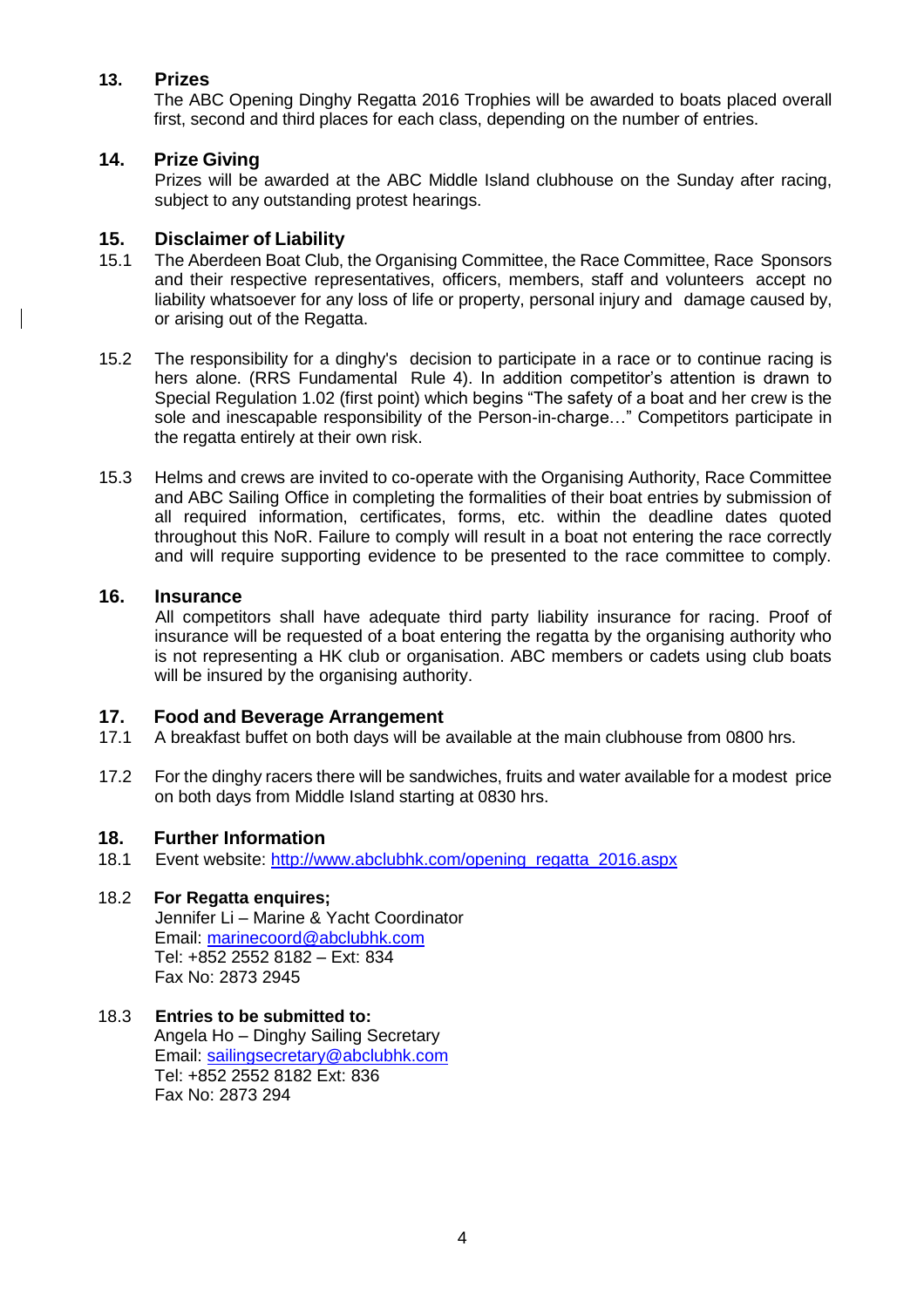## 13. Prizes

The ABC Opening Dinghy Regatta 2016 Trophies will be awarded to boats placed overall first, second and third places for each class, depending on the number of entries.

## 14. Prize Giving

Prizes will be awarded at the ABC Middle Island clubhouse on the Sunday after racing, subject to any outstanding protest hearings.

## 15. Disclaimer of Liability

15.1 The Aberdeen Boat Club, the Organising Committee, the Race Committee, Race Sponsors and their respective representatives, officers, members, staff and volunteers accept no liability whatsoever for any loss of life or property, personal injury and damage caused by, or arising out of the Regatta.

15.2 The responsibility for a dinghy's decision to participate in a race or to continue racing is hers alone. (RRS Fundamental Rule 4). In addition competitor's attention is drawn to Special Regulation 1.02 (first point) which begins "The safety of a boat and her crew is the sole and inescapable responsibility of the Person-in-charge…" Competitors participate in the regatta entirely at their own risk.

15.3 Helms and crews are invited to co-operate with the Organising Authority, Race Committee and ABC Sailing Office in completing the formalities of their boat entries by submission of all required information, certificates, forms, etc. within the deadline dates quoted throughout this NoR. Failure to comply will result in a boat not entering the race correctly and will require supporting evidence to be presented to the race committee to comply.

## 16. Insurance

All competitors shall have adequate third party liability insurance for racing. Proof of insurance will be requested of a boat entering the regatta by the organising authority who is not representing a HK club or organisation. ABC members or cadets using club boats will be insured by the organising authority.

## 17. Food and Beverage Arrangement

17.1 A breakfast buffet on both days will be available at the main clubhouse from 0800 hrs.

17.2 For the dinghy racers there will be sandwiches, fruits and water available for a modest price on both days from Middle Island starting at 0830 hrs.

## 18. Further Information

18.1 Event website: http://www.abclubhk.com/opening_regatta_2016.aspx

18.2 **For Regatta enquires;**
Jennifer Li – Marine & Yacht Coordinator
Email: marinecoord@abclubhk.com
Tel: +852 2552 8182 – Ext: 834
Fax No: 2873 2945

18.3 **Entries to be submitted to:**
Angela Ho – Dinghy Sailing Secretary
Email: sailingsecretary@abclubhk.com
Tel: +852 2552 8182 Ext: 836
Fax No: 2873 294